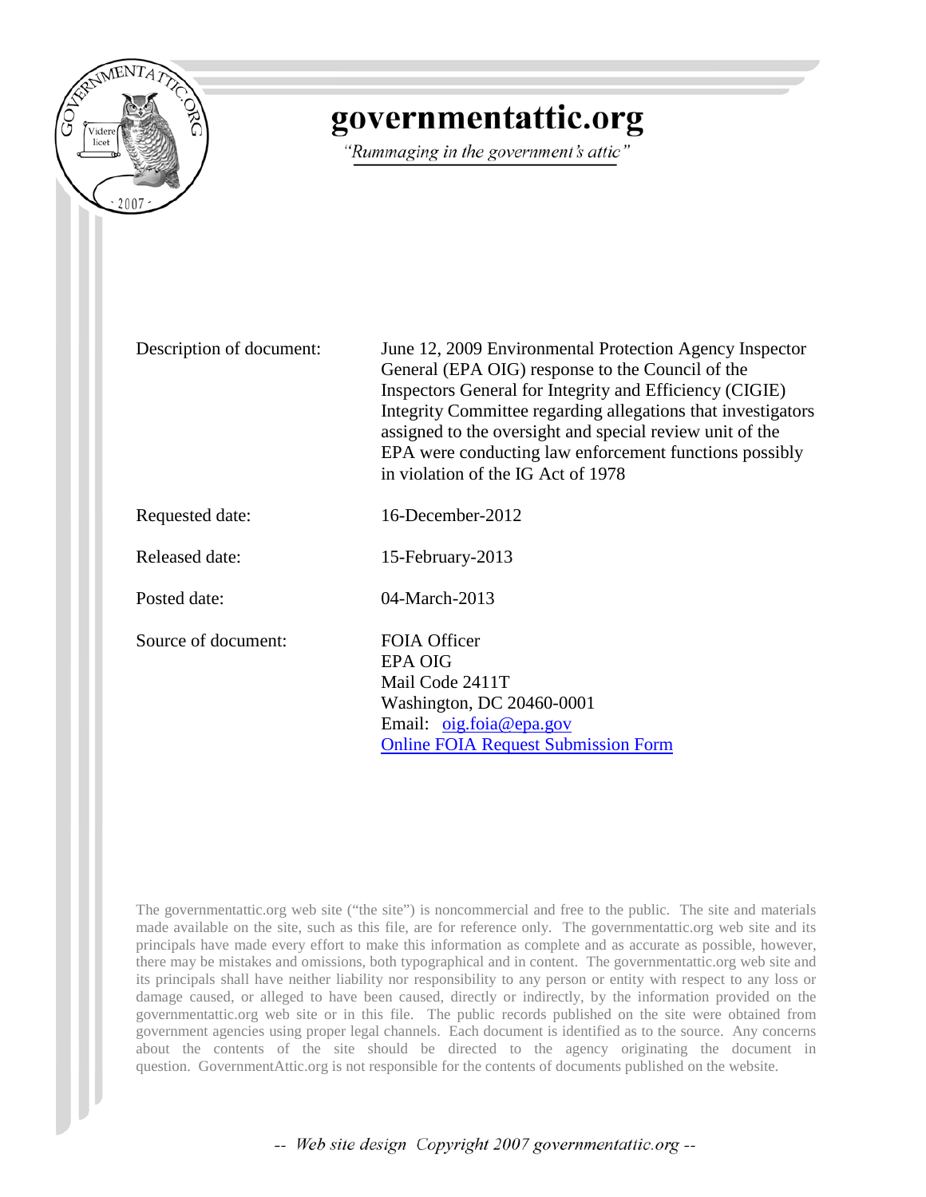# governmentattic.org

*"Rummaging in the government's attic"*

| | |
|---|---|
| Description of document: | June 12, 2009 Environmental Protection Agency Inspector General (EPA OIG) response to the Council of the Inspectors General for Integrity and Efficiency (CIGIE) Integrity Committee regarding allegations that investigators assigned to the oversight and special review unit of the EPA were conducting law enforcement functions possibly in violation of the IG Act of 1978 |
| Requested date: | 16-December-2012 |
| Released date: | 15-February-2013 |
| Posted date: | 04-March-2013 |
| Source of document: | FOIA Officer<br>EPA OIG<br>Mail Code 2411T<br>Washington, DC 20460-0001<br>Email: oig.foia@epa.gov<br>Online FOIA Request Submission Form |

The governmentattic.org web site ("the site") is noncommercial and free to the public. The site and materials made available on the site, such as this file, are for reference only. The governmentattic.org web site and its principals have made every effort to make this information as complete and as accurate as possible, however, there may be mistakes and omissions, both typographical and in content. The governmentattic.org web site and its principals shall have neither liability nor responsibility to any person or entity with respect to any loss or damage caused, or alleged to have been caused, directly or indirectly, by the information provided on the governmentattic.org web site or in this file. The public records published on the site were obtained from government agencies using proper legal channels. Each document is identified as to the source. Any concerns about the contents of the site should be directed to the agency originating the document in question. GovernmentAttic.org is not responsible for the contents of documents published on the website.

-- Web site design Copyright 2007 governmentattic.org --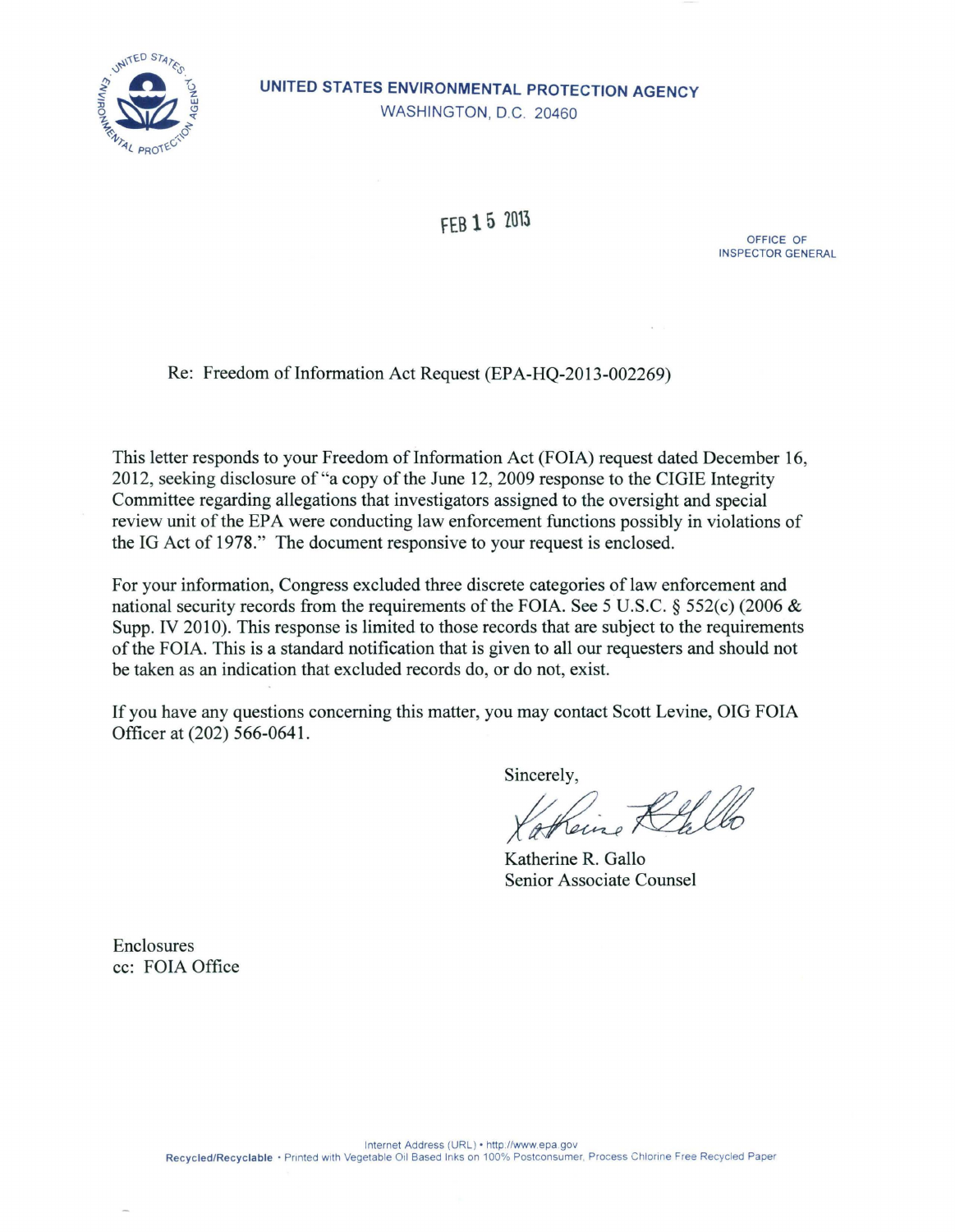UNITED STATES ENVIRONMENTAL PROTECTION AGENCY
WASHINGTON, D.C. 20460

FEB 15 2013

OFFICE OF
INSPECTOR GENERAL

Re: Freedom of Information Act Request (EPA-HQ-2013-002269)

This letter responds to your Freedom of Information Act (FOIA) request dated December 16, 2012, seeking disclosure of "a copy of the June 12, 2009 response to the CIGIE Integrity Committee regarding allegations that investigators assigned to the oversight and special review unit of the EPA were conducting law enforcement functions possibly in violations of the IG Act of 1978." The document responsive to your request is enclosed.

For your information, Congress excluded three discrete categories of law enforcement and national security records from the requirements of the FOIA. See 5 U.S.C. § 552(c) (2006 & Supp. IV 2010). This response is limited to those records that are subject to the requirements of the FOIA. This is a standard notification that is given to all our requesters and should not be taken as an indication that excluded records do, or do not, exist.

If you have any questions concerning this matter, you may contact Scott Levine, OIG FOIA Officer at (202) 566-0641.

Sincerely,

Katherine R. Gallo
Senior Associate Counsel

Enclosures
cc: FOIA Office

Internet Address (URL) • http://www.epa.gov
**Recycled/Recyclable** • Printed with Vegetable Oil Based Inks on 100% Postconsumer, Process Chlorine Free Recycled Paper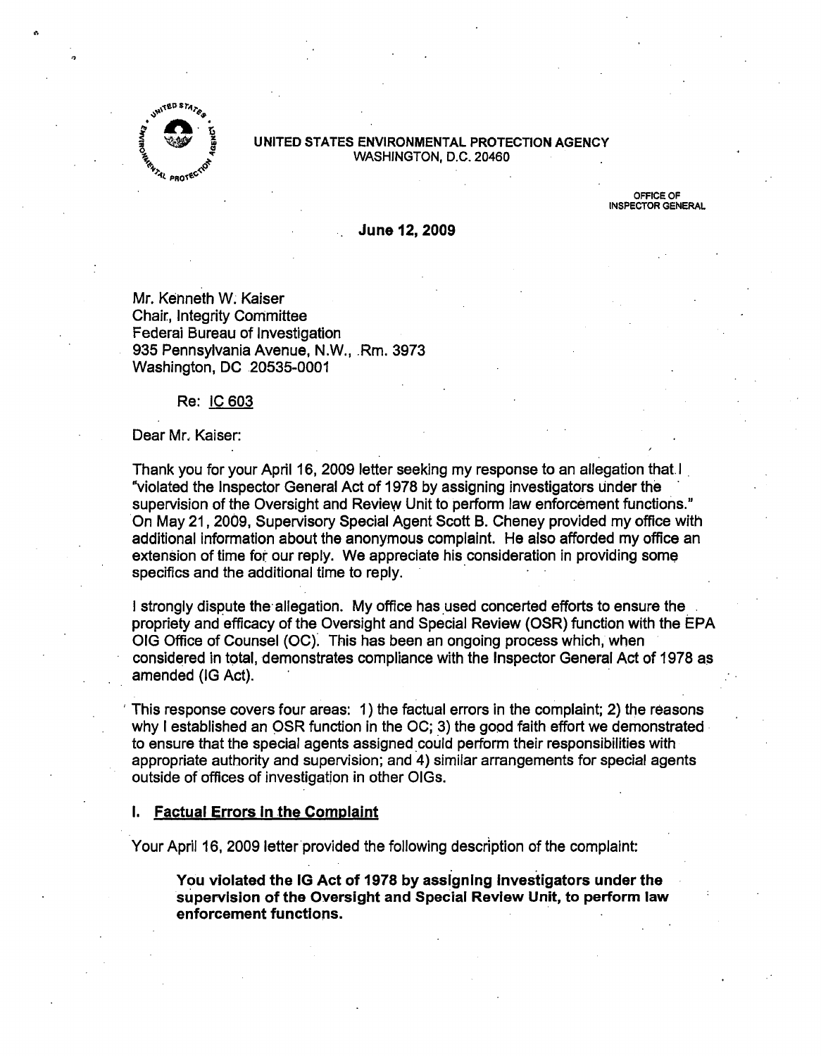UNITED STATES ENVIRONMENTAL PROTECTION AGENCY
WASHINGTON, D.C. 20460

OFFICE OF INSPECTOR GENERAL

**June 12, 2009**

Mr. Kenneth W. Kaiser
Chair, Integrity Committee
Federal Bureau of Investigation
935 Pennsylvania Avenue, N.W., Rm. 3973
Washington, DC 20535-0001

Re: IC 603

Dear Mr. Kaiser:

Thank you for your April 16, 2009 letter seeking my response to an allegation that I "violated the Inspector General Act of 1978 by assigning investigators under the supervision of the Oversight and Review Unit to perform law enforcement functions." On May 21, 2009, Supervisory Special Agent Scott B. Cheney provided my office with additional information about the anonymous complaint. He also afforded my office an extension of time for our reply. We appreciate his consideration in providing some specifics and the additional time to reply.

I strongly dispute the allegation. My office has used concerted efforts to ensure the propriety and efficacy of the Oversight and Special Review (OSR) function with the EPA OIG Office of Counsel (OC). This has been an ongoing process which, when considered in total, demonstrates compliance with the Inspector General Act of 1978 as amended (IG Act).

This response covers four areas: 1) the factual errors in the complaint; 2) the reasons why I established an OSR function in the OC; 3) the good faith effort we demonstrated to ensure that the special agents assigned could perform their responsibilities with appropriate authority and supervision; and 4) similar arrangements for special agents outside of offices of investigation in other OIGs.

## I. Factual Errors in the Complaint

Your April 16, 2009 letter provided the following description of the complaint:

> **You violated the IG Act of 1978 by assigning investigators under the supervision of the Oversight and Special Review Unit, to perform law enforcement functions.**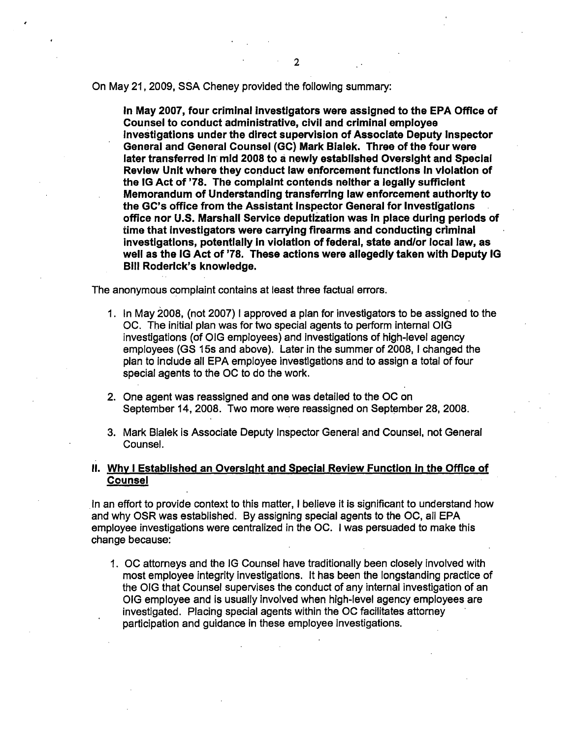On May 21, 2009, SSA Cheney provided the following summary:

> **In May 2007, four criminal investigators were assigned to the EPA Office of Counsel to conduct administrative, civil and criminal employee investigations under the direct supervision of Associate Deputy Inspector General and General Counsel (GC) Mark Bialek. Three of the four were later transferred in mid 2008 to a newly established Oversight and Special Review Unit where they conduct law enforcement functions in violation of the IG Act of '78. The complaint contends neither a legally sufficient Memorandum of Understanding transferring law enforcement authority to the GC's office from the Assistant Inspector General for Investigations office nor U.S. Marshall Service deputization was in place during periods of time that investigators were carrying firearms and conducting criminal investigations, potentially in violation of federal, state and/or local law, as well as the IG Act of '78. These actions were allegedly taken with Deputy IG Bill Roderick's knowledge.**

The anonymous complaint contains at least three factual errors.

1. In May 2008, (not 2007) I approved a plan for investigators to be assigned to the OC. The initial plan was for two special agents to perform internal OIG investigations (of OIG employees) and investigations of high-level agency employees (GS 15s and above). Later in the summer of 2008, I changed the plan to include all EPA employee investigations and to assign a total of four special agents to the OC to do the work.
2. One agent was reassigned and one was detailed to the OC on September 14, 2008. Two more were reassigned on September 28, 2008.
3. Mark Bialek is Associate Deputy Inspector General and Counsel, not General Counsel.

## II. Why I Established an Oversight and Special Review Function in the Office of Counsel

In an effort to provide context to this matter, I believe it is significant to understand how and why OSR was established. By assigning special agents to the OC, all EPA employee investigations were centralized in the OC. I was persuaded to make this change because:

1. OC attorneys and the IG Counsel have traditionally been closely involved with most employee integrity investigations. It has been the longstanding practice of the OIG that Counsel supervises the conduct of any internal investigation of an OIG employee and is usually involved when high-level agency employees are investigated. Placing special agents within the OC facilitates attorney participation and guidance in these employee investigations.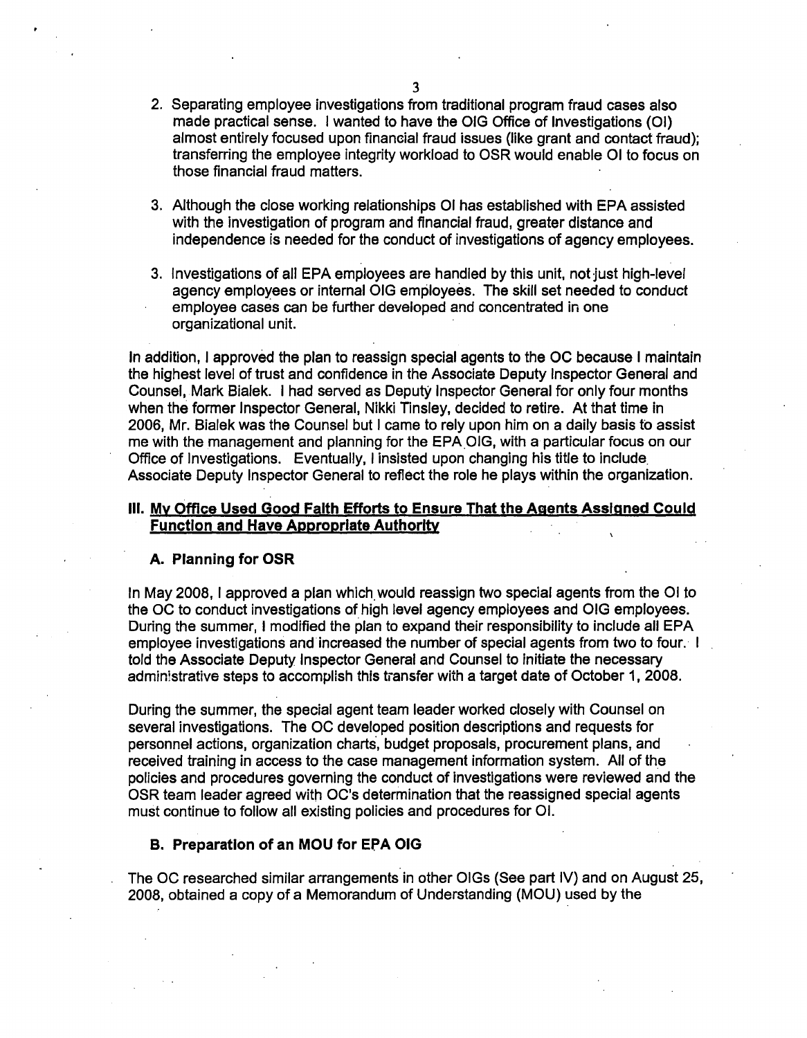2. Separating employee investigations from traditional program fraud cases also made practical sense. I wanted to have the OIG Office of Investigations (OI) almost entirely focused upon financial fraud issues (like grant and contact fraud); transferring the employee integrity workload to OSR would enable OI to focus on those financial fraud matters.

3. Although the close working relationships OI has established with EPA assisted with the investigation of program and financial fraud, greater distance and independence is needed for the conduct of investigations of agency employees.

3. Investigations of all EPA employees are handled by this unit, not just high-level agency employees or internal OIG employees. The skill set needed to conduct employee cases can be further developed and concentrated in one organizational unit.

In addition, I approved the plan to reassign special agents to the OC because I maintain the highest level of trust and confidence in the Associate Deputy Inspector General and Counsel, Mark Bialek. I had served as Deputy Inspector General for only four months when the former Inspector General, Nikki Tinsley, decided to retire. At that time in 2006, Mr. Bialek was the Counsel but I came to rely upon him on a daily basis to assist me with the management and planning for the EPA OIG, with a particular focus on our Office of Investigations. Eventually, I insisted upon changing his title to include Associate Deputy Inspector General to reflect the role he plays within the organization.

## III. My Office Used Good Faith Efforts to Ensure That the Agents Assigned Could Function and Have Appropriate Authority

### A. Planning for OSR

In May 2008, I approved a plan which would reassign two special agents from the OI to the OC to conduct investigations of high level agency employees and OIG employees. During the summer, I modified the plan to expand their responsibility to include all EPA employee investigations and increased the number of special agents from two to four. I told the Associate Deputy Inspector General and Counsel to initiate the necessary administrative steps to accomplish this transfer with a target date of October 1, 2008.

During the summer, the special agent team leader worked closely with Counsel on several investigations. The OC developed position descriptions and requests for personnel actions, organization charts, budget proposals, procurement plans, and received training in access to the case management information system. All of the policies and procedures governing the conduct of investigations were reviewed and the OSR team leader agreed with OC's determination that the reassigned special agents must continue to follow all existing policies and procedures for OI.

### B. Preparation of an MOU for EPA OIG

The OC researched similar arrangements in other OIGs (See part IV) and on August 25, 2008, obtained a copy of a Memorandum of Understanding (MOU) used by the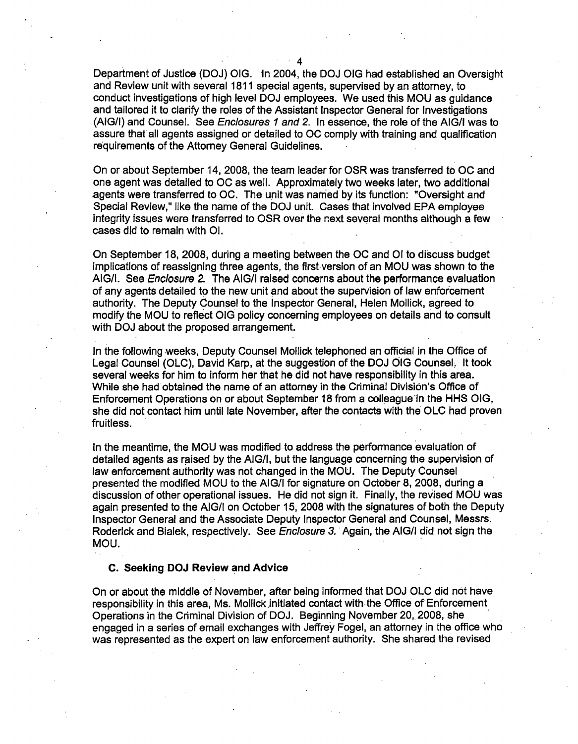Department of Justice (DOJ) OIG. In 2004, the DOJ OIG had established an Oversight and Review unit with several 1811 special agents, supervised by an attorney, to conduct investigations of high level DOJ employees. We used this MOU as guidance and tailored it to clarify the roles of the Assistant Inspector General for Investigations (AIG/I) and Counsel. See *Enclosures 1 and 2*. In essence, the role of the AIG/I was to assure that all agents assigned or detailed to OC comply with training and qualification requirements of the Attorney General Guidelines.

On or about September 14, 2008, the team leader for OSR was transferred to OC and one agent was detailed to OC as well. Approximately two weeks later, two additional agents were transferred to OC. The unit was named by its function: "Oversight and Special Review," like the name of the DOJ unit. Cases that involved EPA employee integrity issues were transferred to OSR over the next several months although a few cases did to remain with OI.

On September 18, 2008, during a meeting between the OC and OI to discuss budget implications of reassigning three agents, the first version of an MOU was shown to the AIG/I. See *Enclosure 2.* The AIG/I raised concerns about the performance evaluation of any agents detailed to the new unit and about the supervision of law enforcement authority. The Deputy Counsel to the Inspector General, Helen Mollick, agreed to modify the MOU to reflect OIG policy concerning employees on details and to consult with DOJ about the proposed arrangement.

In the following weeks, Deputy Counsel Mollick telephoned an official in the Office of Legal Counsel (OLC), David Karp, at the suggestion of the DOJ OIG Counsel. It took several weeks for him to inform her that he did not have responsibility in this area. While she had obtained the name of an attorney in the Criminal Division's Office of Enforcement Operations on or about September 18 from a colleague in the HHS OIG, she did not contact him until late November, after the contacts with the OLC had proven fruitless.

In the meantime, the MOU was modified to address the performance evaluation of detailed agents as raised by the AIG/I, but the language concerning the supervision of law enforcement authority was not changed in the MOU. The Deputy Counsel presented the modified MOU to the AIG/I for signature on October 8, 2008, during a discussion of other operational issues. He did not sign it. Finally, the revised MOU was again presented to the AIG/I on October 15, 2008 with the signatures of both the Deputy Inspector General and the Associate Deputy Inspector General and Counsel, Messrs. Roderick and Bialek, respectively. See *Enclosure 3.* Again, the AIG/I did not sign the MOU.

### C. Seeking DOJ Review and Advice

On or about the middle of November, after being informed that DOJ OLC did not have responsibility in this area, Ms. Mollick initiated contact with the Office of Enforcement Operations in the Criminal Division of DOJ. Beginning November 20, 2008, she engaged in a series of email exchanges with Jeffrey Fogel, an attorney in the office who was represented as the expert on law enforcement authority. She shared the revised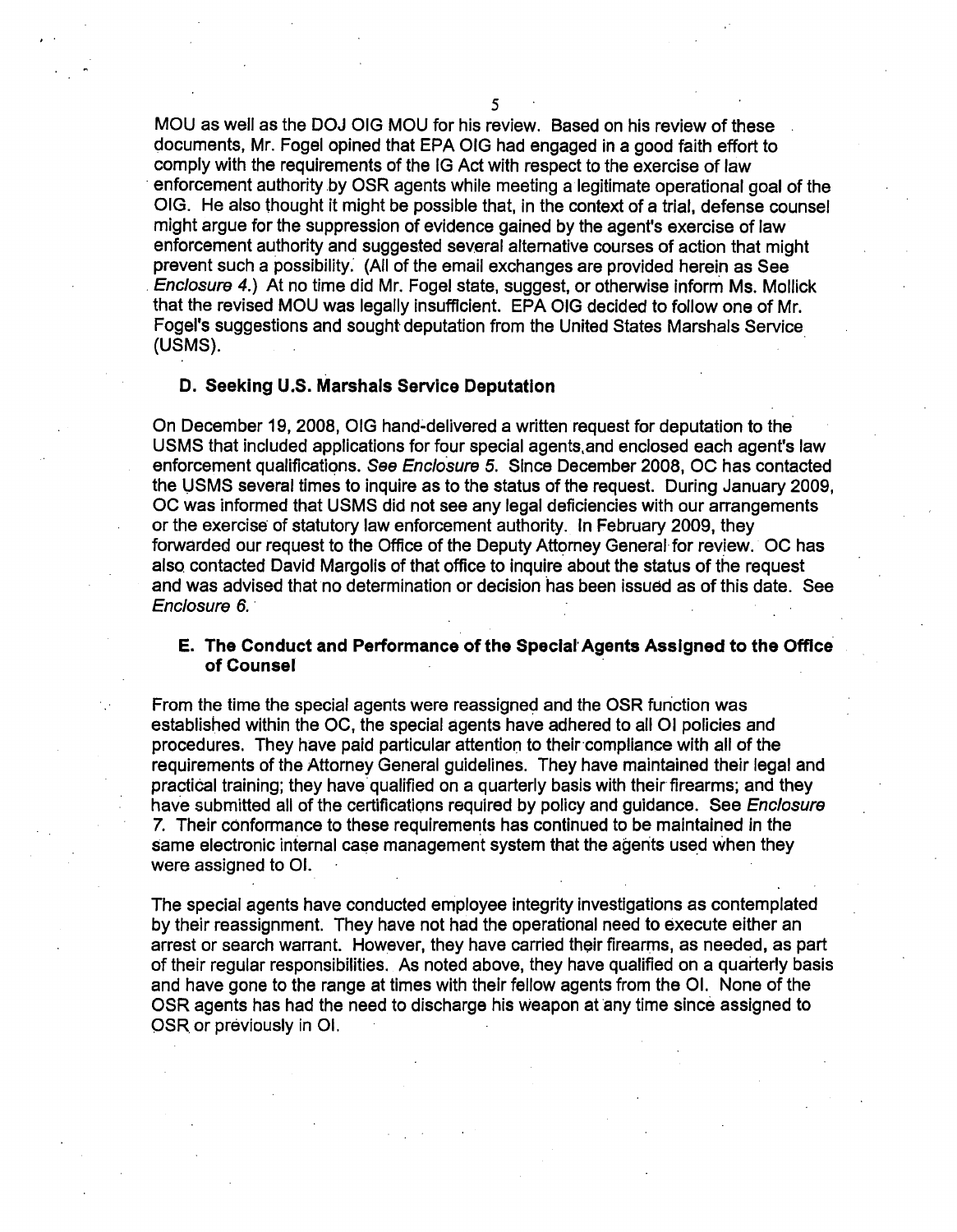MOU as well as the DOJ OIG MOU for his review. Based on his review of these documents, Mr. Fogel opined that EPA OIG had engaged in a good faith effort to comply with the requirements of the IG Act with respect to the exercise of law enforcement authority by OSR agents while meeting a legitimate operational goal of the OIG. He also thought it might be possible that, in the context of a trial, defense counsel might argue for the suppression of evidence gained by the agent's exercise of law enforcement authority and suggested several alternative courses of action that might prevent such a possibility. (All of the email exchanges are provided herein as See *Enclosure 4*.) At no time did Mr. Fogel state, suggest, or otherwise inform Ms. Mollick that the revised MOU was legally insufficient. EPA OIG decided to follow one of Mr. Fogel's suggestions and sought deputation from the United States Marshals Service (USMS).

### D. Seeking U.S. Marshals Service Deputation

On December 19, 2008, OIG hand-delivered a written request for deputation to the USMS that included applications for four special agents and enclosed each agent's law enforcement qualifications. *See Enclosure 5.* Since December 2008, OC has contacted the USMS several times to inquire as to the status of the request. During January 2009, OC was informed that USMS did not see any legal deficiencies with our arrangements or the exercise of statutory law enforcement authority. In February 2009, they forwarded our request to the Office of the Deputy Attorney General for review. OC has also contacted David Margolis of that office to inquire about the status of the request and was advised that no determination or decision has been issued as of this date. See *Enclosure 6.*

### E. The Conduct and Performance of the Special Agents Assigned to the Office of Counsel

From the time the special agents were reassigned and the OSR function was established within the OC, the special agents have adhered to all OI policies and procedures. They have paid particular attention to their compliance with all of the requirements of the Attorney General guidelines. They have maintained their legal and practical training; they have qualified on a quarterly basis with their firearms; and they have submitted all of the certifications required by policy and guidance. See *Enclosure 7.* Their conformance to these requirements has continued to be maintained in the same electronic internal case management system that the agents used when they were assigned to OI.

The special agents have conducted employee integrity investigations as contemplated by their reassignment. They have not had the operational need to execute either an arrest or search warrant. However, they have carried their firearms, as needed, as part of their regular responsibilities. As noted above, they have qualified on a quarterly basis and have gone to the range at times with their fellow agents from the OI. None of the OSR agents has had the need to discharge his weapon at any time since assigned to OSR or previously in OI.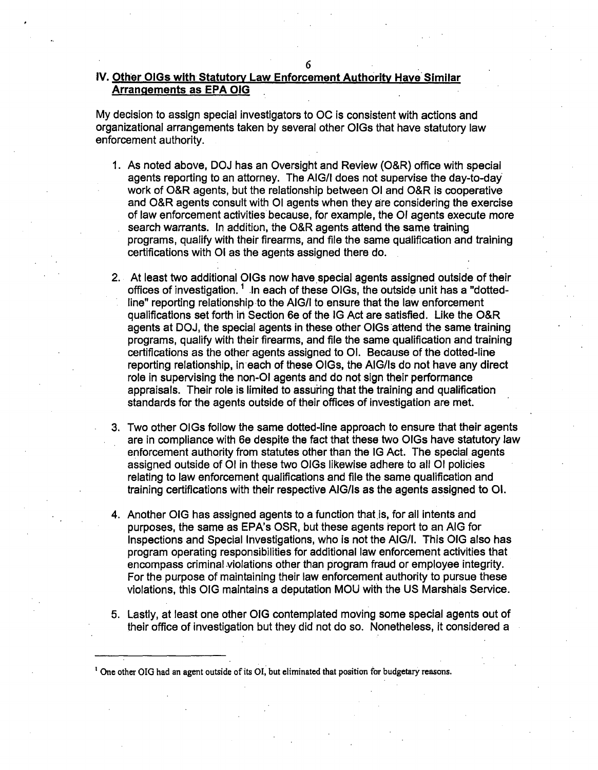## IV. Other OIGs with Statutory Law Enforcement Authority Have Similar Arrangements as EPA OIG

My decision to assign special investigators to OC is consistent with actions and organizational arrangements taken by several other OIGs that have statutory law enforcement authority.

1. As noted above, DOJ has an Oversight and Review (O&R) office with special agents reporting to an attorney. The AIG/I does not supervise the day-to-day work of O&R agents, but the relationship between OI and O&R is cooperative and O&R agents consult with OI agents when they are considering the exercise of law enforcement activities because, for example, the OI agents execute more search warrants. In addition, the O&R agents attend the same training programs, qualify with their firearms, and file the same qualification and training certifications with OI as the agents assigned there do.

2. At least two additional OIGs now have special agents assigned outside of their offices of investigation. [1] In each of these OIGs, the outside unit has a "dotted-line" reporting relationship to the AIG/I to ensure that the law enforcement qualifications set forth in Section 6e of the IG Act are satisfied. Like the O&R agents at DOJ, the special agents in these other OIGs attend the same training programs, qualify with their firearms, and file the same qualification and training certifications as the other agents assigned to OI. Because of the dotted-line reporting relationship, in each of these OIGs, the AIG/Is do not have any direct role in supervising the non-OI agents and do not sign their performance appraisals. Their role is limited to assuring that the training and qualification standards for the agents outside of their offices of investigation are met.

3. Two other OIGs follow the same dotted-line approach to ensure that their agents are in compliance with 6e despite the fact that these two OIGs have statutory law enforcement authority from statutes other than the IG Act. The special agents assigned outside of OI in these two OIGs likewise adhere to all OI policies relating to law enforcement qualifications and file the same qualification and training certifications with their respective AIG/Is as the agents assigned to OI.

4. Another OIG has assigned agents to a function that is, for all intents and purposes, the same as EPA's OSR, but these agents report to an AIG for Inspections and Special Investigations, who is not the AIG/I. This OIG also has program operating responsibilities for additional law enforcement activities that encompass criminal violations other than program fraud or employee integrity. For the purpose of maintaining their law enforcement authority to pursue these violations, this OIG maintains a deputation MOU with the US Marshals Service.

5. Lastly, at least one other OIG contemplated moving some special agents out of their office of investigation but they did not do so. Nonetheless, it considered a

[1] One other OIG had an agent outside of its OI, but eliminated that position for budgetary reasons.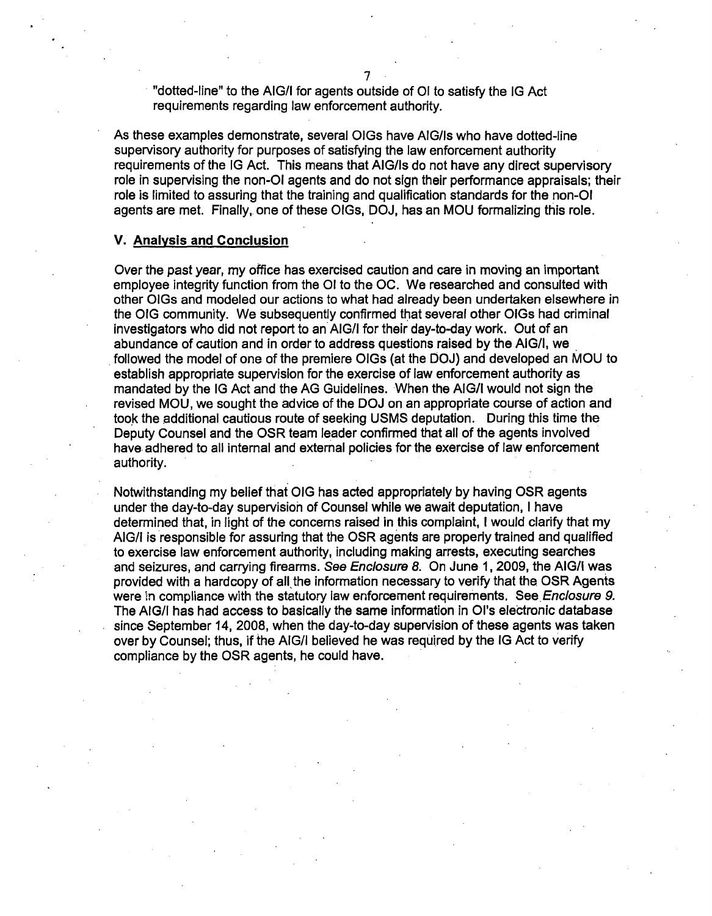"dotted-line" to the AIG/I for agents outside of OI to satisfy the IG Act requirements regarding law enforcement authority.

As these examples demonstrate, several OIGs have AIG/Is who have dotted-line supervisory authority for purposes of satisfying the law enforcement authority requirements of the IG Act. This means that AIG/Is do not have any direct supervisory role in supervising the non-OI agents and do not sign their performance appraisals; their role is limited to assuring that the training and qualification standards for the non-OI agents are met. Finally, one of these OIGs, DOJ, has an MOU formalizing this role.

## V. Analysis and Conclusion

Over the past year, my office has exercised caution and care in moving an important employee integrity function from the OI to the OC. We researched and consulted with other OIGs and modeled our actions to what had already been undertaken elsewhere in the OIG community. We subsequently confirmed that several other OIGs had criminal investigators who did not report to an AIG/I for their day-to-day work. Out of an abundance of caution and in order to address questions raised by the AIG/I, we followed the model of one of the premiere OIGs (at the DOJ) and developed an MOU to establish appropriate supervision for the exercise of law enforcement authority as mandated by the IG Act and the AG Guidelines. When the AIG/I would not sign the revised MOU, we sought the advice of the DOJ on an appropriate course of action and took the additional cautious route of seeking USMS deputation. During this time the Deputy Counsel and the OSR team leader confirmed that all of the agents involved have adhered to all internal and external policies for the exercise of law enforcement authority.

Notwithstanding my belief that OIG has acted appropriately by having OSR agents under the day-to-day supervision of Counsel while we await deputation, I have determined that, in light of the concerns raised in this complaint, I would clarify that my AIG/I is responsible for assuring that the OSR agents are properly trained and qualified to exercise law enforcement authority, including making arrests, executing searches and seizures, and carrying firearms. *See Enclosure 8.* On June 1, 2009, the AIG/I was provided with a hardcopy of all the information necessary to verify that the OSR Agents were in compliance with the statutory law enforcement requirements. See *Enclosure 9.* The AIG/I has had access to basically the same information in OI's electronic database since September 14, 2008, when the day-to-day supervision of these agents was taken over by Counsel; thus, if the AIG/I believed he was required by the IG Act to verify compliance by the OSR agents, he could have.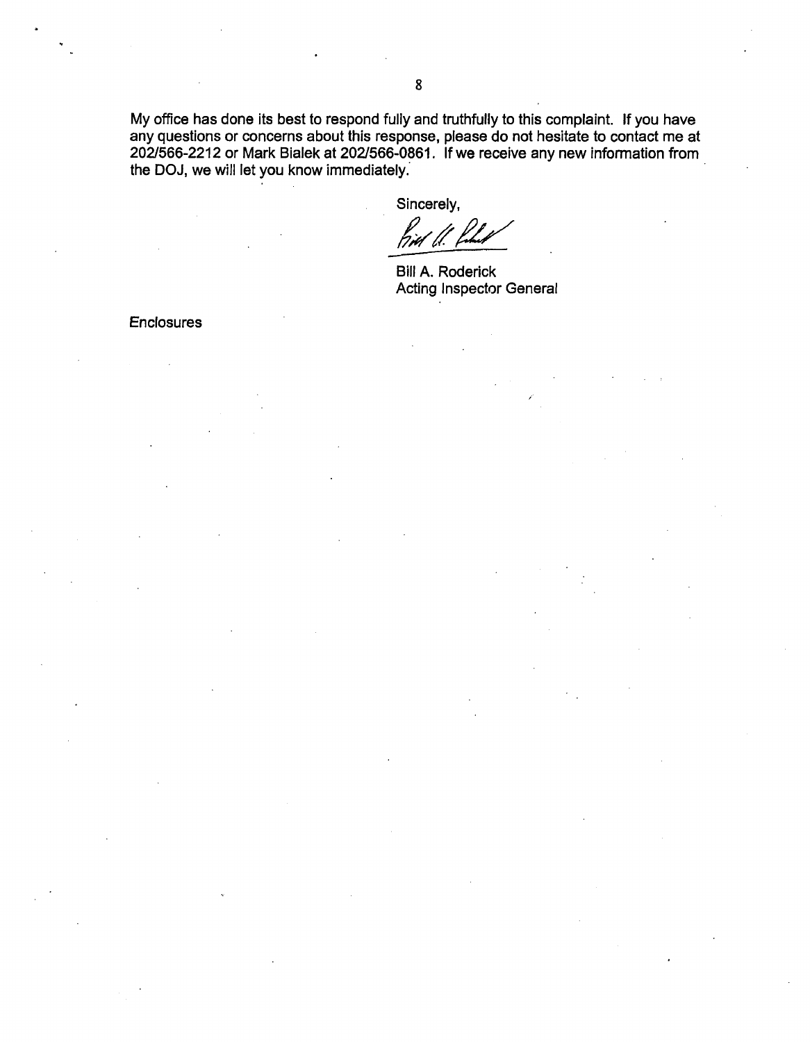My office has done its best to respond fully and truthfully to this complaint. If you have any questions or concerns about this response, please do not hesitate to contact me at 202/566-2212 or Mark Bialek at 202/566-0861. If we receive any new information from the DOJ, we will let you know immediately.

Sincerely,

Bill A. Roderick
Acting Inspector General

Enclosures